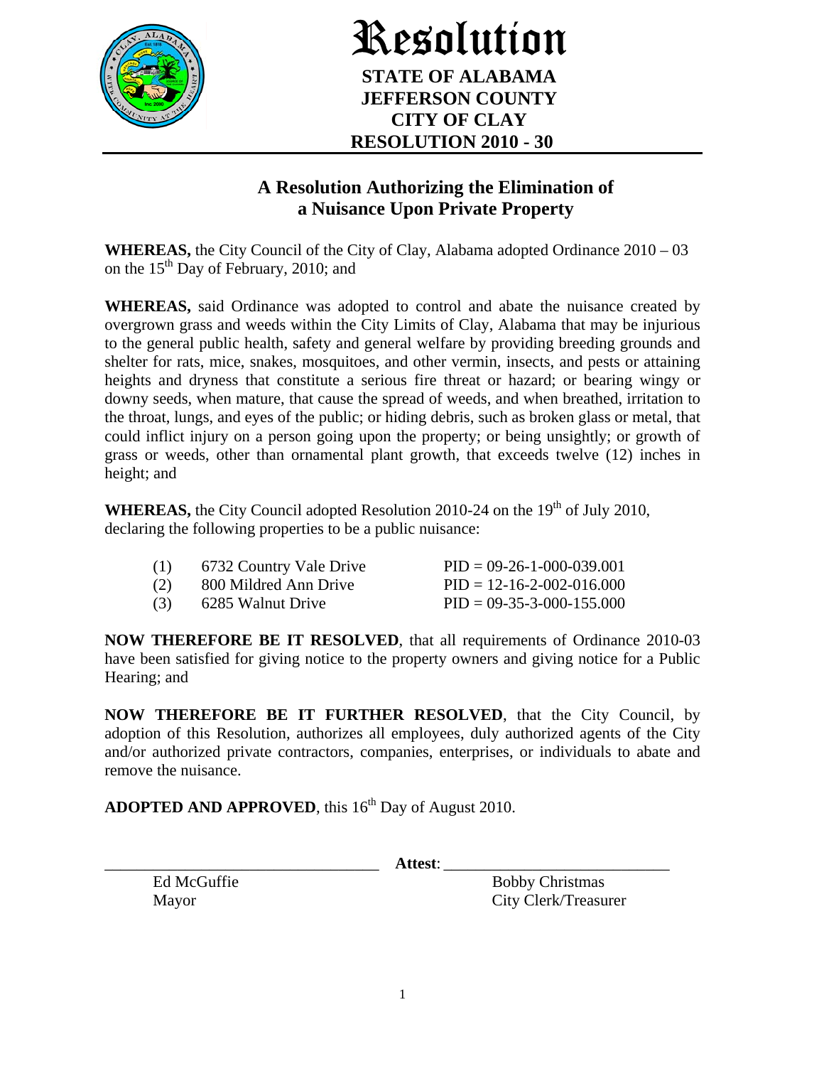# Resolution

**STATE OF ALABAMA**
**JEFFERSON COUNTY**
**CITY OF CLAY**
**RESOLUTION 2010 - 30**

## A Resolution Authorizing the Elimination of a Nuisance Upon Private Property

**WHEREAS,** the City Council of the City of Clay, Alabama adopted Ordinance 2010 – 03 on the 15th Day of February, 2010; and

**WHEREAS,** said Ordinance was adopted to control and abate the nuisance created by overgrown grass and weeds within the City Limits of Clay, Alabama that may be injurious to the general public health, safety and general welfare by providing breeding grounds and shelter for rats, mice, snakes, mosquitoes, and other vermin, insects, and pests or attaining heights and dryness that constitute a serious fire threat or hazard; or bearing wingy or downy seeds, when mature, that cause the spread of weeds, and when breathed, irritation to the throat, lungs, and eyes of the public; or hiding debris, such as broken glass or metal, that could inflict injury on a person going upon the property; or being unsightly; or growth of grass or weeds, other than ornamental plant growth, that exceeds twelve (12) inches in height; and

**WHEREAS,** the City Council adopted Resolution 2010-24 on the 19th of July 2010, declaring the following properties to be a public nuisance:

| | | |
|---|---|---|
| (1) | 6732 Country Vale Drive | PID = 09-26-1-000-039.001 |
| (2) | 800 Mildred Ann Drive | PID = 12-16-2-002-016.000 |
| (3) | 6285 Walnut Drive | PID = 09-35-3-000-155.000 |

**NOW THEREFORE BE IT RESOLVED**, that all requirements of Ordinance 2010-03 have been satisfied for giving notice to the property owners and giving notice for a Public Hearing; and

**NOW THEREFORE BE IT FURTHER RESOLVED**, that the City Council, by adoption of this Resolution, authorizes all employees, duly authorized agents of the City and/or authorized private contractors, companies, enterprises, or individuals to abate and remove the nuisance.

**ADOPTED AND APPROVED**, this 16th Day of August 2010.

_______________________________ **Attest**: ___________________________

Ed McGuffie
Mayor

Bobby Christmas
City Clerk/Treasurer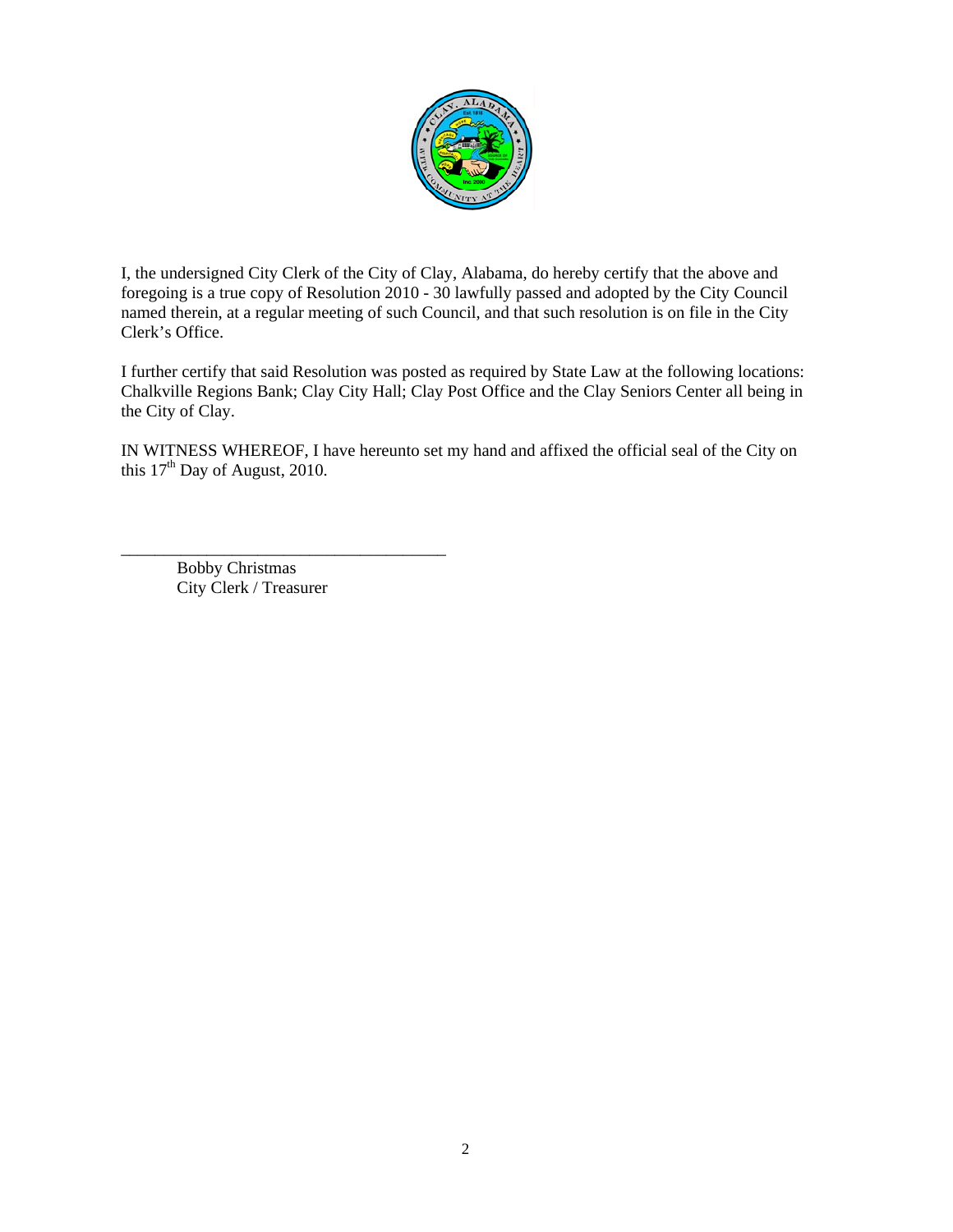I, the undersigned City Clerk of the City of Clay, Alabama, do hereby certify that the above and foregoing is a true copy of Resolution 2010 - 30 lawfully passed and adopted by the City Council named therein, at a regular meeting of such Council, and that such resolution is on file in the City Clerk's Office.

I further certify that said Resolution was posted as required by State Law at the following locations: Chalkville Regions Bank; Clay City Hall; Clay Post Office and the Clay Seniors Center all being in the City of Clay.

IN WITNESS WHEREOF, I have hereunto set my hand and affixed the official seal of the City on this 17th Day of August, 2010.

\_\_\_\_\_\_\_\_\_\_\_\_\_\_\_\_\_\_\_\_\_\_\_\_\_\_\_\_\_\_\_\_\_\_\_\_\_\_

Bobby Christmas
City Clerk / Treasurer